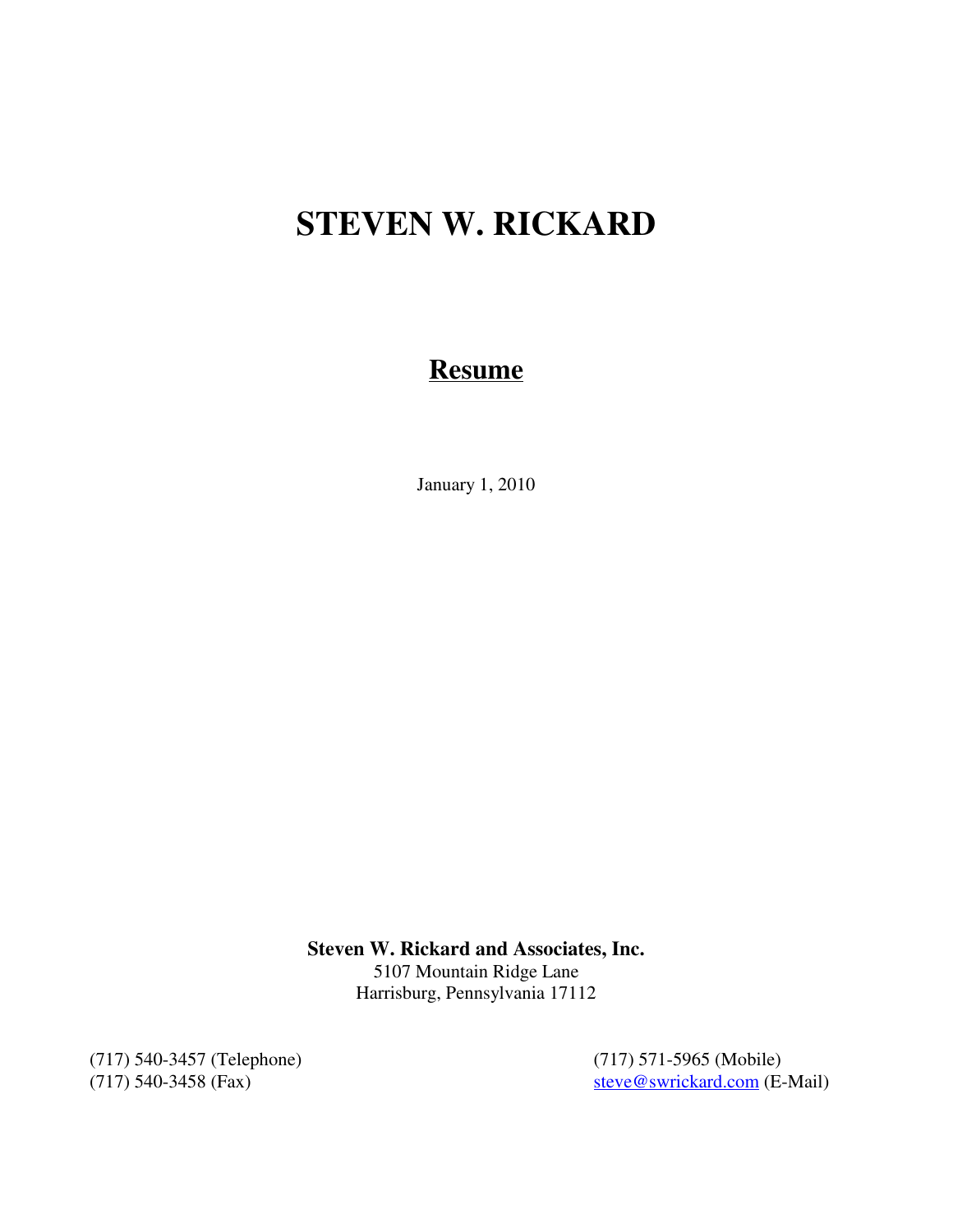# STEVEN W. RICKARD

## <u>Resume</u>

January 1, 2010

**Steven W. Rickard and Associates, Inc.**
5107 Mountain Ridge Lane
Harrisburg, Pennsylvania 17112

(717) 540-3457 (Telephone)
(717) 540-3458 (Fax)

(717) 571-5965 (Mobile)
steve@swrickard.com (E-Mail)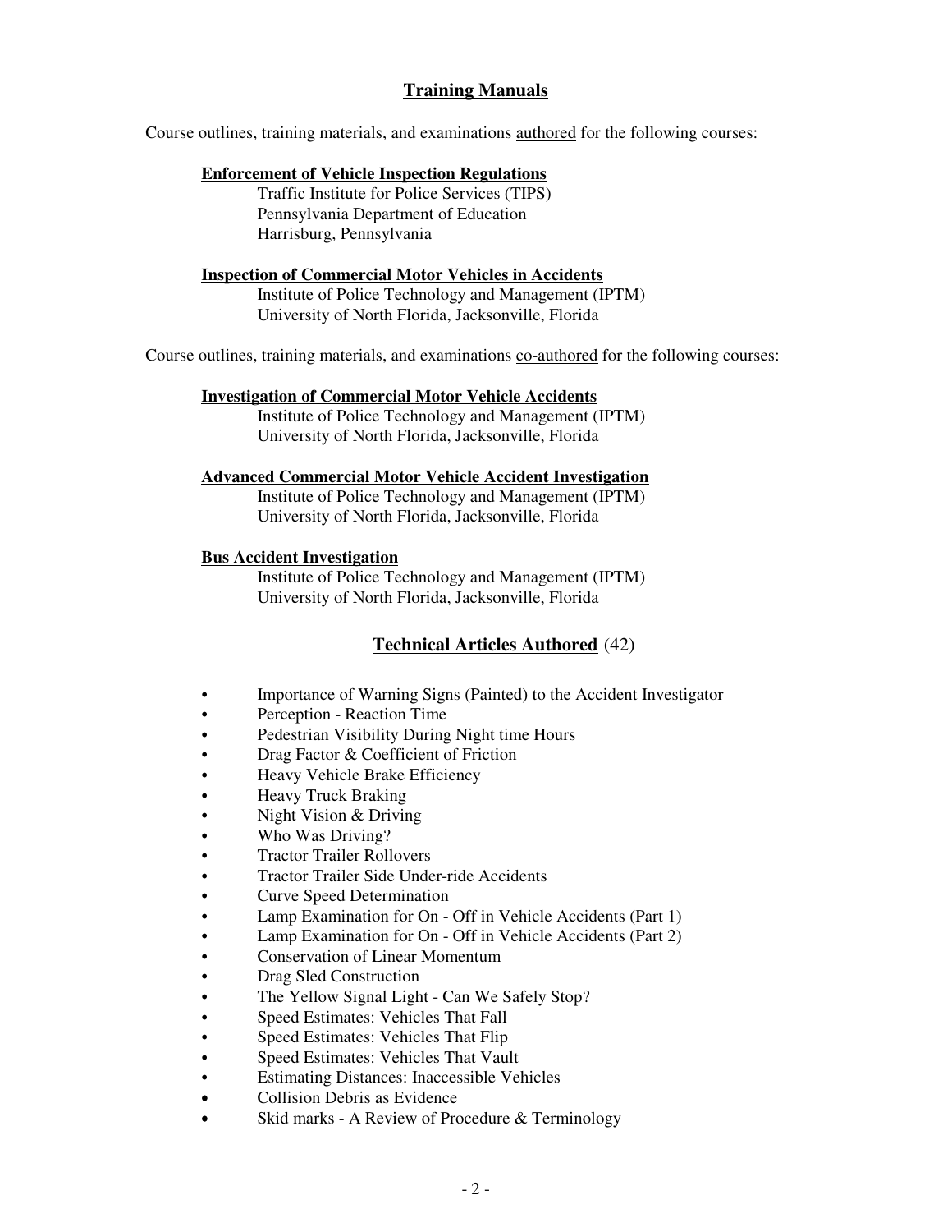## Training Manuals

Course outlines, training materials, and examinations authored for the following courses:

**Enforcement of Vehicle Inspection Regulations**
Traffic Institute for Police Services (TIPS)
Pennsylvania Department of Education
Harrisburg, Pennsylvania

**Inspection of Commercial Motor Vehicles in Accidents**
Institute of Police Technology and Management (IPTM)
University of North Florida, Jacksonville, Florida

Course outlines, training materials, and examinations co-authored for the following courses:

**Investigation of Commercial Motor Vehicle Accidents**
Institute of Police Technology and Management (IPTM)
University of North Florida, Jacksonville, Florida

**Advanced Commercial Motor Vehicle Accident Investigation**
Institute of Police Technology and Management (IPTM)
University of North Florida, Jacksonville, Florida

**Bus Accident Investigation**
Institute of Police Technology and Management (IPTM)
University of North Florida, Jacksonville, Florida

## Technical Articles Authored (42)

- Importance of Warning Signs (Painted) to the Accident Investigator
- Perception - Reaction Time
- Pedestrian Visibility During Night time Hours
- Drag Factor & Coefficient of Friction
- Heavy Vehicle Brake Efficiency
- Heavy Truck Braking
- Night Vision & Driving
- Who Was Driving?
- Tractor Trailer Rollovers
- Tractor Trailer Side Under-ride Accidents
- Curve Speed Determination
- Lamp Examination for On - Off in Vehicle Accidents (Part 1)
- Lamp Examination for On - Off in Vehicle Accidents (Part 2)
- Conservation of Linear Momentum
- Drag Sled Construction
- The Yellow Signal Light - Can We Safely Stop?
- Speed Estimates: Vehicles That Fall
- Speed Estimates: Vehicles That Flip
- Speed Estimates: Vehicles That Vault
- Estimating Distances: Inaccessible Vehicles
- Collision Debris as Evidence
- Skid marks - A Review of Procedure & Terminology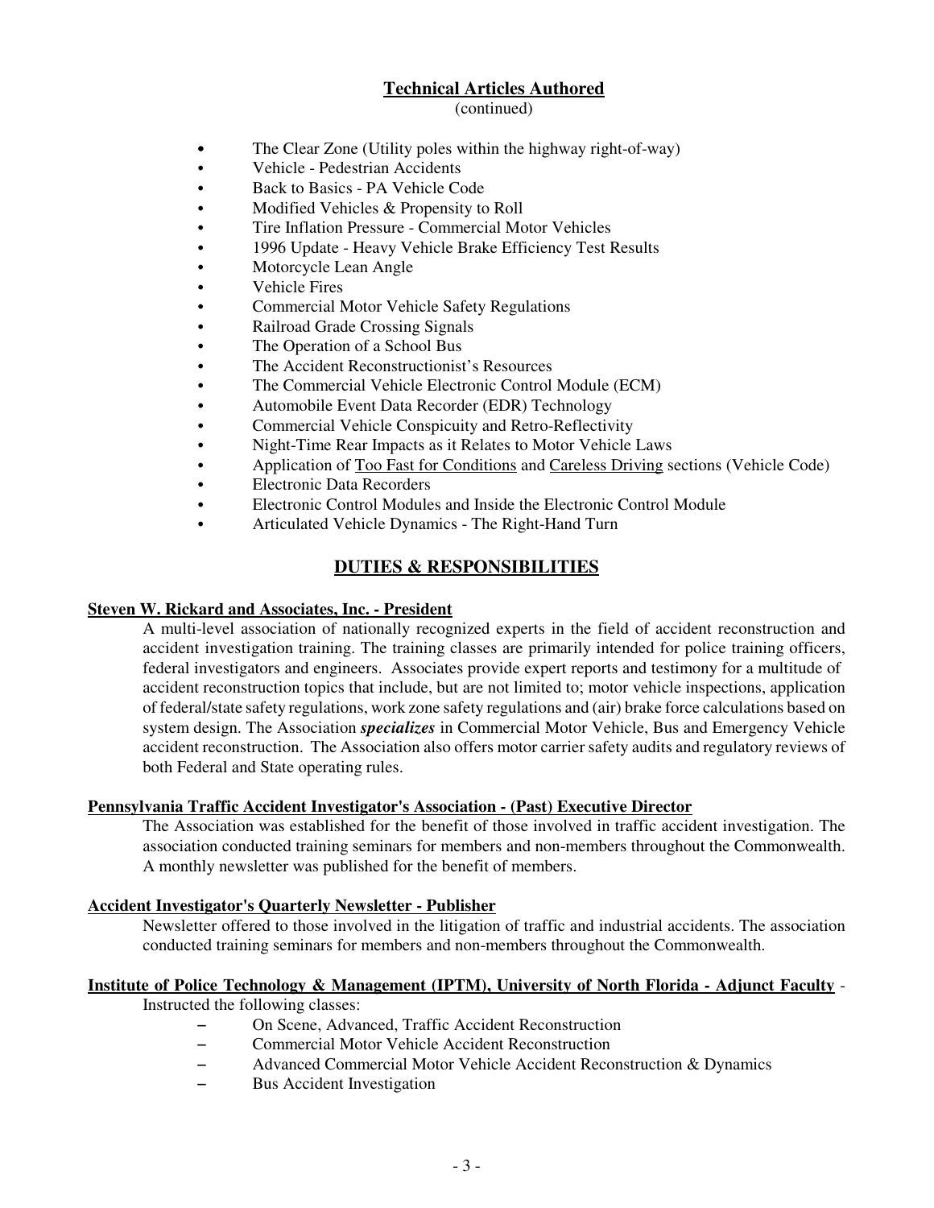## Technical Articles Authored
(continued)

- The Clear Zone (Utility poles within the highway right-of-way)
- Vehicle - Pedestrian Accidents
- Back to Basics - PA Vehicle Code
- Modified Vehicles & Propensity to Roll
- Tire Inflation Pressure - Commercial Motor Vehicles
- 1996 Update - Heavy Vehicle Brake Efficiency Test Results
- Motorcycle Lean Angle
- Vehicle Fires
- Commercial Motor Vehicle Safety Regulations
- Railroad Grade Crossing Signals
- The Operation of a School Bus
- The Accident Reconstructionist's Resources
- The Commercial Vehicle Electronic Control Module (ECM)
- Automobile Event Data Recorder (EDR) Technology
- Commercial Vehicle Conspicuity and Retro-Reflectivity
- Night-Time Rear Impacts as it Relates to Motor Vehicle Laws
- Application of <u>Too Fast for Conditions</u> and <u>Careless Driving</u> sections (Vehicle Code)
- Electronic Data Recorders
- Electronic Control Modules and Inside the Electronic Control Module
- Articulated Vehicle Dynamics - The Right-Hand Turn

## DUTIES & RESPONSIBILITIES

**Steven W. Rickard and Associates, Inc. - President**

A multi-level association of nationally recognized experts in the field of accident reconstruction and accident investigation training. The training classes are primarily intended for police training officers, federal investigators and engineers. Associates provide expert reports and testimony for a multitude of accident reconstruction topics that include, but are not limited to; motor vehicle inspections, application of federal/state safety regulations, work zone safety regulations and (air) brake force calculations based on system design. The Association ***specializes*** in Commercial Motor Vehicle, Bus and Emergency Vehicle accident reconstruction. The Association also offers motor carrier safety audits and regulatory reviews of both Federal and State operating rules.

**Pennsylvania Traffic Accident Investigator's Association - (Past) Executive Director**

The Association was established for the benefit of those involved in traffic accident investigation. The association conducted training seminars for members and non-members throughout the Commonwealth. A monthly newsletter was published for the benefit of members.

**Accident Investigator's Quarterly Newsletter - Publisher**

Newsletter offered to those involved in the litigation of traffic and industrial accidents. The association conducted training seminars for members and non-members throughout the Commonwealth.

**Institute of Police Technology & Management (IPTM), University of North Florida - Adjunct Faculty** - Instructed the following classes:

- On Scene, Advanced, Traffic Accident Reconstruction
- Commercial Motor Vehicle Accident Reconstruction
- Advanced Commercial Motor Vehicle Accident Reconstruction & Dynamics
- Bus Accident Investigation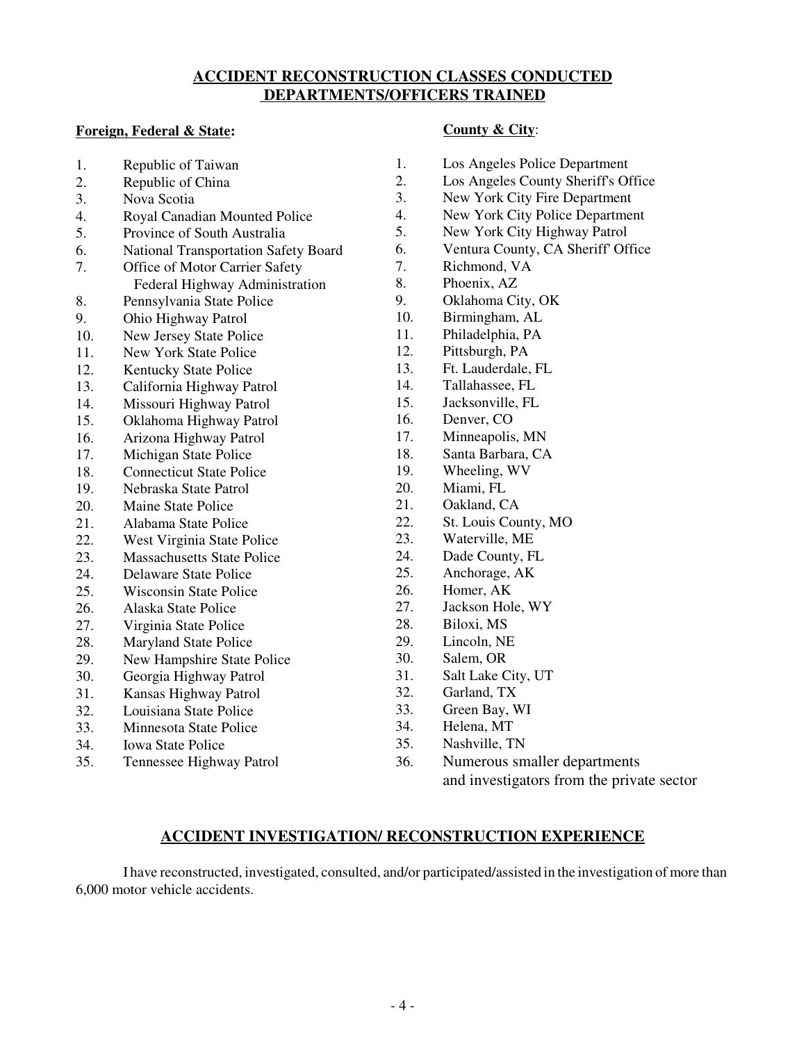## ACCIDENT RECONSTRUCTION CLASSES CONDUCTED DEPARTMENTS/OFFICERS TRAINED

**Foreign, Federal & State:**

1. Republic of Taiwan
2. Republic of China
3. Nova Scotia
4. Royal Canadian Mounted Police
5. Province of South Australia
6. National Transportation Safety Board
7. Office of Motor Carrier Safety
   Federal Highway Administration
8. Pennsylvania State Police
9. Ohio Highway Patrol
10. New Jersey State Police
11. New York State Police
12. Kentucky State Police
13. California Highway Patrol
14. Missouri Highway Patrol
15. Oklahoma Highway Patrol
16. Arizona Highway Patrol
17. Michigan State Police
18. Connecticut State Police
19. Nebraska State Patrol
20. Maine State Police
21. Alabama State Police
22. West Virginia State Police
23. Massachusetts State Police
24. Delaware State Police
25. Wisconsin State Police
26. Alaska State Police
27. Virginia State Police
28. Maryland State Police
29. New Hampshire State Police
30. Georgia Highway Patrol
31. Kansas Highway Patrol
32. Louisiana State Police
33. Minnesota State Police
34. Iowa State Police
35. Tennessee Highway Patrol

**County & City**:

1. Los Angeles Police Department
2. Los Angeles County Sheriff's Office
3. New York City Fire Department
4. New York City Police Department
5. New York City Highway Patrol
6. Ventura County, CA Sheriff' Office
7. Richmond, VA
8. Phoenix, AZ
9. Oklahoma City, OK
10. Birmingham, AL
11. Philadelphia, PA
12. Pittsburgh, PA
13. Ft. Lauderdale, FL
14. Tallahassee, FL
15. Jacksonville, FL
16. Denver, CO
17. Minneapolis, MN
18. Santa Barbara, CA
19. Wheeling, WV
20. Miami, FL
21. Oakland, CA
22. St. Louis County, MO
23. Waterville, ME
24. Dade County, FL
25. Anchorage, AK
26. Homer, AK
27. Jackson Hole, WY
28. Biloxi, MS
29. Lincoln, NE
30. Salem, OR
31. Salt Lake City, UT
32. Garland, TX
33. Green Bay, WI
34. Helena, MT
35. Nashville, TN
36. Numerous smaller departments and investigators from the private sector

## ACCIDENT INVESTIGATION/ RECONSTRUCTION EXPERIENCE

I have reconstructed, investigated, consulted, and/or participated/assisted in the investigation of more than 6,000 motor vehicle accidents.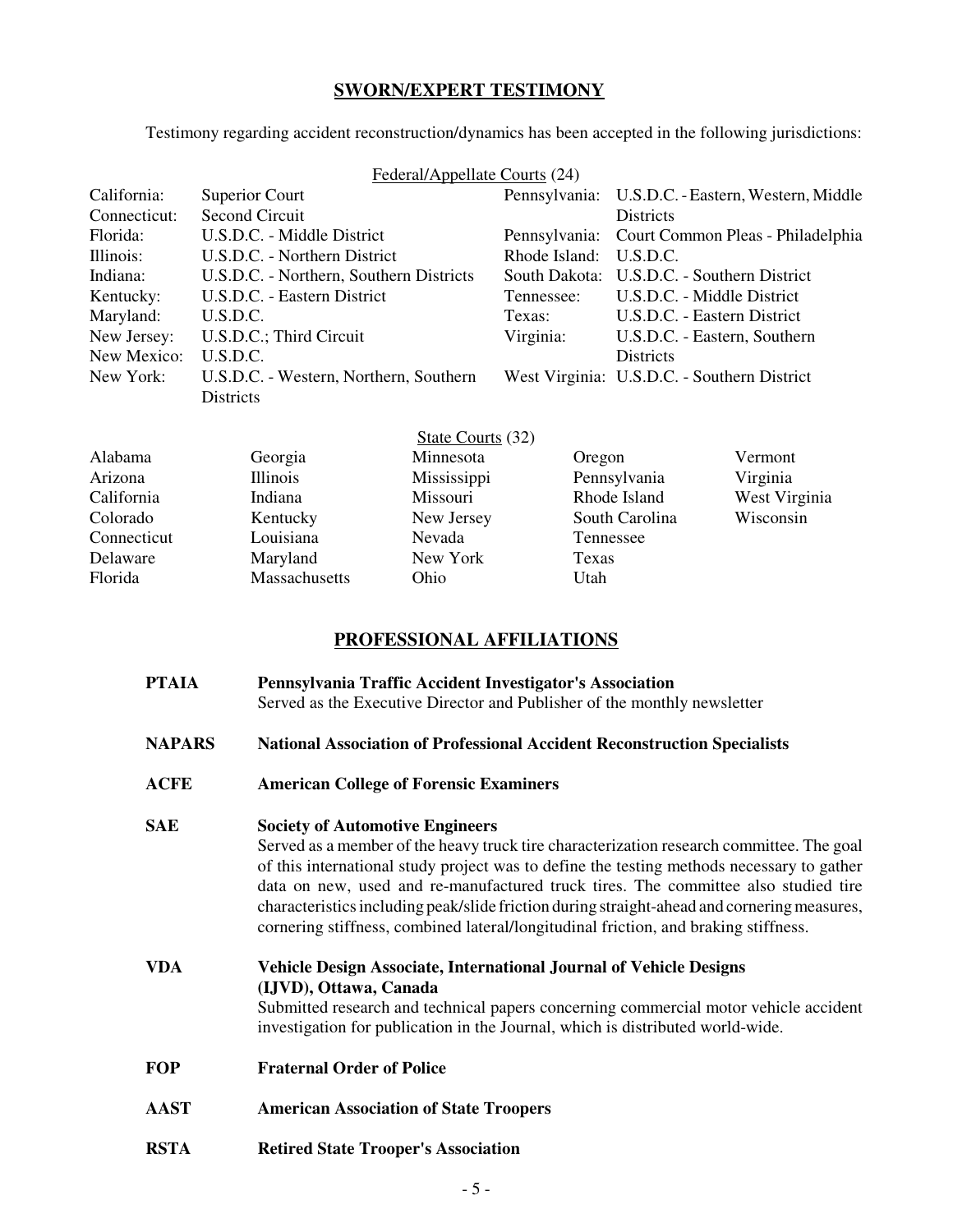## SWORN/EXPERT TESTIMONY

Testimony regarding accident reconstruction/dynamics has been accepted in the following jurisdictions:

Federal/Appellate Courts (24)

| | | | |
|---|---|---|---|
| California: | Superior Court | Pennsylvania: | U.S.D.C. - Eastern, Western, Middle Districts |
| Connecticut: | Second Circuit | Pennsylvania: | Court Common Pleas - Philadelphia |
| Florida: | U.S.D.C. - Middle District | Rhode Island: | U.S.D.C. |
| Illinois: | U.S.D.C. - Northern District | South Dakota: | U.S.D.C. - Southern District |
| Indiana: | U.S.D.C. - Northern, Southern Districts | Tennessee: | U.S.D.C. - Middle District |
| Kentucky: | U.S.D.C. - Eastern District | Texas: | U.S.D.C. - Eastern District |
| Maryland: | U.S.D.C. | Virginia: | U.S.D.C. - Eastern, Southern Districts |
| New Jersey: | U.S.D.C.; Third Circuit | West Virginia: | U.S.D.C. - Southern District |
| New Mexico: | U.S.D.C. | | |
| New York: | U.S.D.C. - Western, Northern, Southern Districts | | |

State Courts (32)

| | | | | |
|---|---|---|---|---|
| Alabama | Georgia | Minnesota | Oregon | Vermont |
| Arizona | Illinois | Mississippi | Pennsylvania | Virginia |
| California | Indiana | Missouri | Rhode Island | West Virginia |
| Colorado | Kentucky | New Jersey | South Carolina | Wisconsin |
| Connecticut | Louisiana | Nevada | Tennessee | |
| Delaware | Maryland | New York | Texas | |
| Florida | Massachusetts | Ohio | Utah | |

## PROFESSIONAL AFFILIATIONS

**PTAIA** — **Pennsylvania Traffic Accident Investigator's Association**
Served as the Executive Director and Publisher of the monthly newsletter

**NAPARS** — **National Association of Professional Accident Reconstruction Specialists**

**ACFE** — **American College of Forensic Examiners**

**SAE** — **Society of Automotive Engineers**
Served as a member of the heavy truck tire characterization research committee. The goal of this international study project was to define the testing methods necessary to gather data on new, used and re-manufactured truck tires. The committee also studied tire characteristics including peak/slide friction during straight-ahead and cornering measures, cornering stiffness, combined lateral/longitudinal friction, and braking stiffness.

**VDA** — **Vehicle Design Associate, International Journal of Vehicle Designs (IJVD), Ottawa, Canada**
Submitted research and technical papers concerning commercial motor vehicle accident investigation for publication in the Journal, which is distributed world-wide.

**FOP** — **Fraternal Order of Police**

**AAST** — **American Association of State Troopers**

**RSTA** — **Retired State Trooper's Association**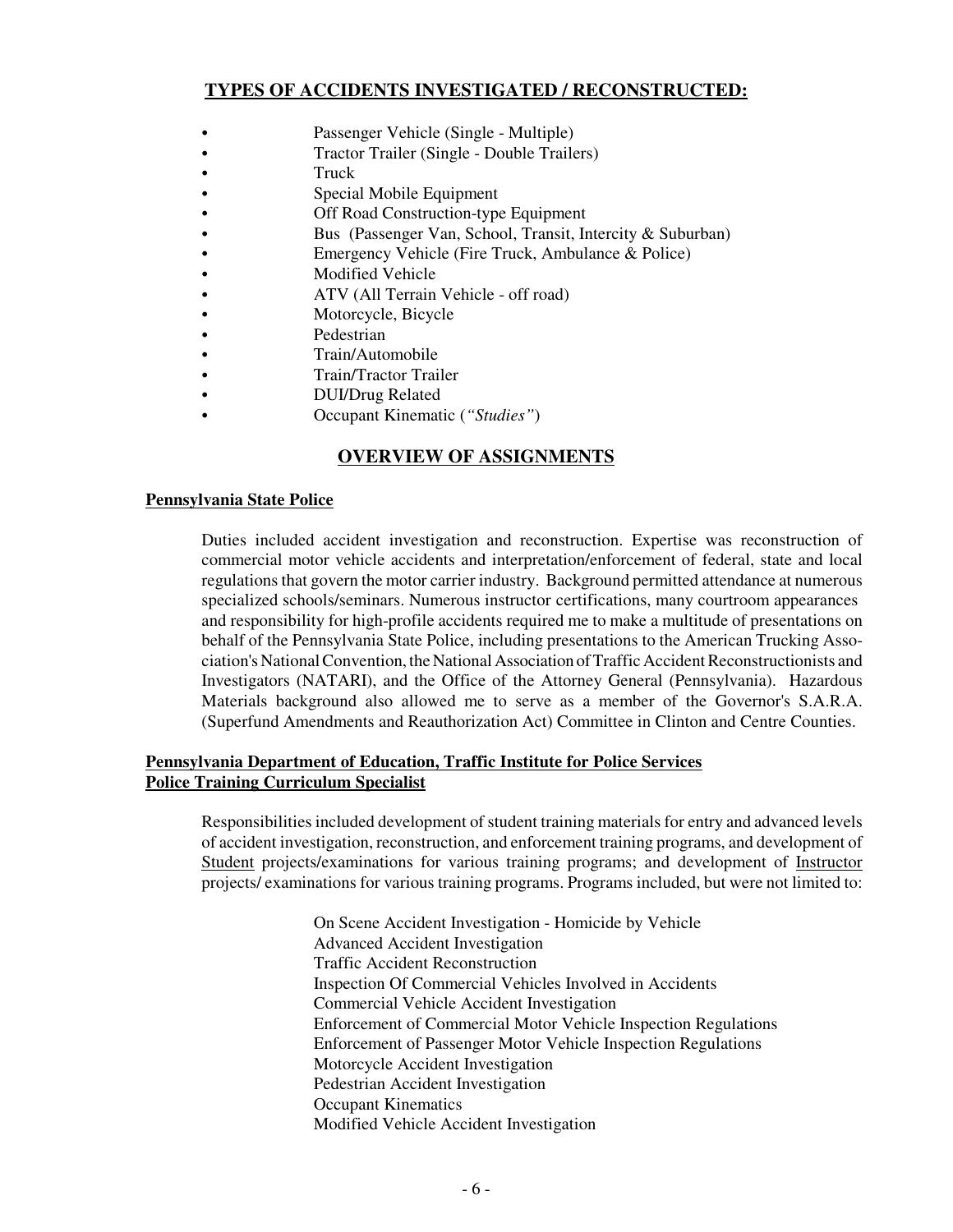## TYPES OF ACCIDENTS INVESTIGATED / RECONSTRUCTED:

- Passenger Vehicle (Single - Multiple)
- Tractor Trailer (Single - Double Trailers)
- Truck
- Special Mobile Equipment
- Off Road Construction-type Equipment
- Bus (Passenger Van, School, Transit, Intercity & Suburban)
- Emergency Vehicle (Fire Truck, Ambulance & Police)
- Modified Vehicle
- ATV (All Terrain Vehicle - off road)
- Motorcycle, Bicycle
- Pedestrian
- Train/Automobile
- Train/Tractor Trailer
- DUI/Drug Related
- Occupant Kinematic (*"Studies"*)

## OVERVIEW OF ASSIGNMENTS

**Pennsylvania State Police**

Duties included accident investigation and reconstruction. Expertise was reconstruction of commercial motor vehicle accidents and interpretation/enforcement of federal, state and local regulations that govern the motor carrier industry. Background permitted attendance at numerous specialized schools/seminars. Numerous instructor certifications, many courtroom appearances and responsibility for high-profile accidents required me to make a multitude of presentations on behalf of the Pennsylvania State Police, including presentations to the American Trucking Association's National Convention, the National Association of Traffic Accident Reconstructionists and Investigators (NATARI), and the Office of the Attorney General (Pennsylvania). Hazardous Materials background also allowed me to serve as a member of the Governor's S.A.R.A. (Superfund Amendments and Reauthorization Act) Committee in Clinton and Centre Counties.

**Pennsylvania Department of Education, Traffic Institute for Police Services**
**Police Training Curriculum Specialist**

Responsibilities included development of student training materials for entry and advanced levels of accident investigation, reconstruction, and enforcement training programs, and development of Student projects/examinations for various training programs; and development of Instructor projects/ examinations for various training programs. Programs included, but were not limited to:

On Scene Accident Investigation - Homicide by Vehicle
Advanced Accident Investigation
Traffic Accident Reconstruction
Inspection Of Commercial Vehicles Involved in Accidents
Commercial Vehicle Accident Investigation
Enforcement of Commercial Motor Vehicle Inspection Regulations
Enforcement of Passenger Motor Vehicle Inspection Regulations
Motorcycle Accident Investigation
Pedestrian Accident Investigation
Occupant Kinematics
Modified Vehicle Accident Investigation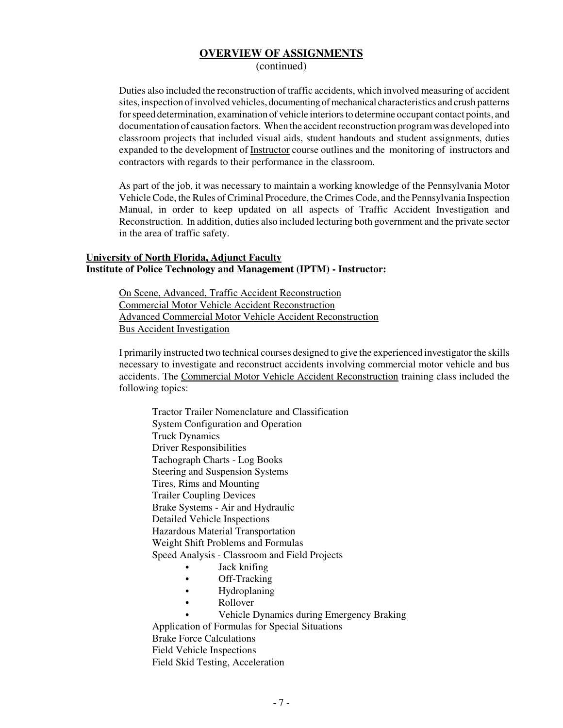## OVERVIEW OF ASSIGNMENTS
(continued)

Duties also included the reconstruction of traffic accidents, which involved measuring of accident sites, inspection of involved vehicles, documenting of mechanical characteristics and crush patterns for speed determination, examination of vehicle interiors to determine occupant contact points, and documentation of causation factors. When the accident reconstruction program was developed into classroom projects that included visual aids, student handouts and student assignments, duties expanded to the development of Instructor course outlines and the monitoring of instructors and contractors with regards to their performance in the classroom.

As part of the job, it was necessary to maintain a working knowledge of the Pennsylvania Motor Vehicle Code, the Rules of Criminal Procedure, the Crimes Code, and the Pennsylvania Inspection Manual, in order to keep updated on all aspects of Traffic Accident Investigation and Reconstruction. In addition, duties also included lecturing both government and the private sector in the area of traffic safety.

**University of North Florida, Adjunct Faculty**
**Institute of Police Technology and Management (IPTM) - Instructor:**

On Scene, Advanced, Traffic Accident Reconstruction
Commercial Motor Vehicle Accident Reconstruction
Advanced Commercial Motor Vehicle Accident Reconstruction
Bus Accident Investigation

I primarily instructed two technical courses designed to give the experienced investigator the skills necessary to investigate and reconstruct accidents involving commercial motor vehicle and bus accidents. The Commercial Motor Vehicle Accident Reconstruction training class included the following topics:

Tractor Trailer Nomenclature and Classification
System Configuration and Operation
Truck Dynamics
Driver Responsibilities
Tachograph Charts - Log Books
Steering and Suspension Systems
Tires, Rims and Mounting
Trailer Coupling Devices
Brake Systems - Air and Hydraulic
Detailed Vehicle Inspections
Hazardous Material Transportation
Weight Shift Problems and Formulas
Speed Analysis - Classroom and Field Projects

- Jack knifing
- Off-Tracking
- Hydroplaning
- Rollover
- Vehicle Dynamics during Emergency Braking

Application of Formulas for Special Situations
Brake Force Calculations
Field Vehicle Inspections
Field Skid Testing, Acceleration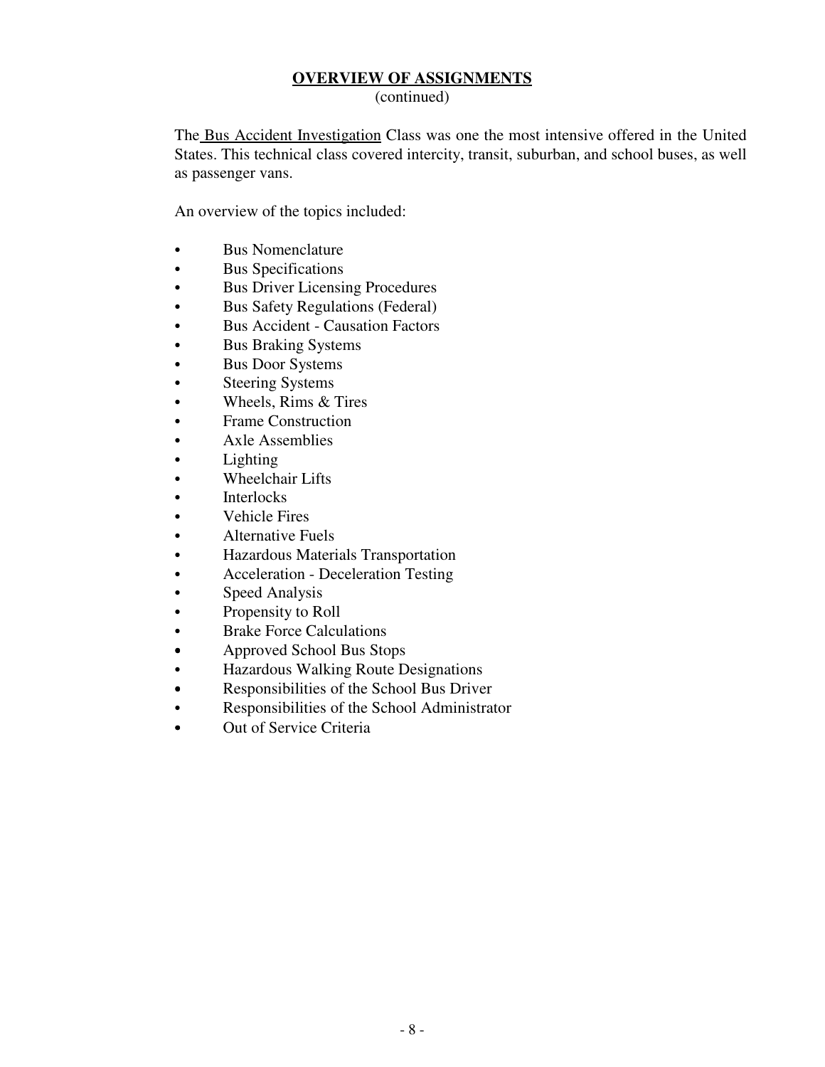## OVERVIEW OF ASSIGNMENTS

(continued)

The Bus Accident Investigation Class was one the most intensive offered in the United States. This technical class covered intercity, transit, suburban, and school buses, as well as passenger vans.

An overview of the topics included:

- Bus Nomenclature
- Bus Specifications
- Bus Driver Licensing Procedures
- Bus Safety Regulations (Federal)
- Bus Accident - Causation Factors
- Bus Braking Systems
- Bus Door Systems
- Steering Systems
- Wheels, Rims & Tires
- Frame Construction
- Axle Assemblies
- Lighting
- Wheelchair Lifts
- Interlocks
- Vehicle Fires
- Alternative Fuels
- Hazardous Materials Transportation
- Acceleration - Deceleration Testing
- Speed Analysis
- Propensity to Roll
- Brake Force Calculations
- Approved School Bus Stops
- Hazardous Walking Route Designations
- Responsibilities of the School Bus Driver
- Responsibilities of the School Administrator
- Out of Service Criteria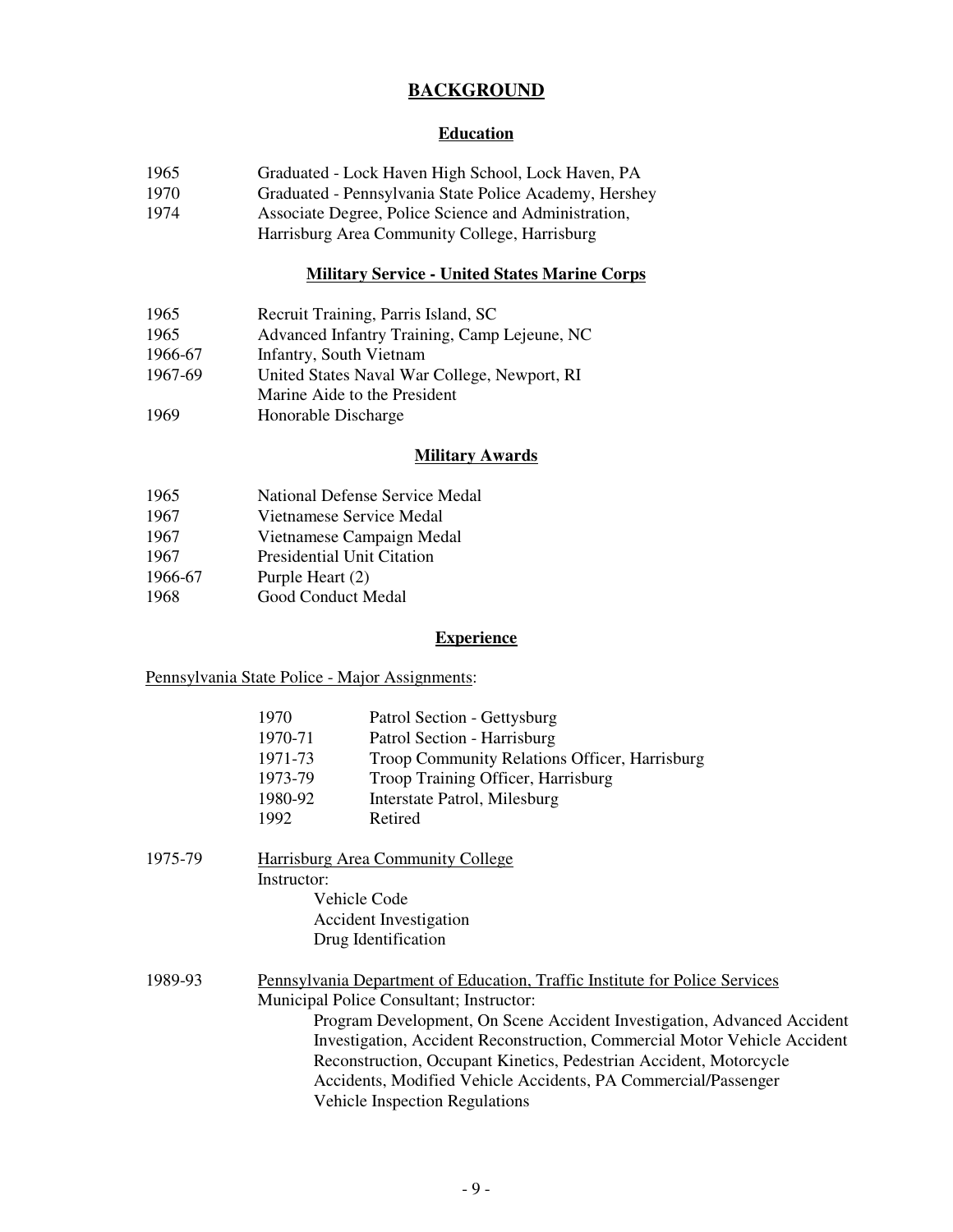# BACKGROUND

## Education

| | |
|---|---|
| 1965 | Graduated - Lock Haven High School, Lock Haven, PA |
| 1970 | Graduated - Pennsylvania State Police Academy, Hershey |
| 1974 | Associate Degree, Police Science and Administration, Harrisburg Area Community College, Harrisburg |

## Military Service - United States Marine Corps

| | |
|---|---|
| 1965 | Recruit Training, Parris Island, SC |
| 1965 | Advanced Infantry Training, Camp Lejeune, NC |
| 1966-67 | Infantry, South Vietnam |
| 1967-69 | United States Naval War College, Newport, RI<br>Marine Aide to the President |
| 1969 | Honorable Discharge |

## Military Awards

| | |
|---|---|
| 1965 | National Defense Service Medal |
| 1967 | Vietnamese Service Medal |
| 1967 | Vietnamese Campaign Medal |
| 1967 | Presidential Unit Citation |
| 1966-67 | Purple Heart (2) |
| 1968 | Good Conduct Medal |

## Experience

Pennsylvania State Police - Major Assignments:

| | |
|---|---|
| 1970 | Patrol Section - Gettysburg |
| 1970-71 | Patrol Section - Harrisburg |
| 1971-73 | Troop Community Relations Officer, Harrisburg |
| 1973-79 | Troop Training Officer, Harrisburg |
| 1980-92 | Interstate Patrol, Milesburg |
| 1992 | Retired |

**1975-79** — Harrisburg Area Community College

Instructor:
- Vehicle Code
- Accident Investigation
- Drug Identification

**1989-93** — Pennsylvania Department of Education, Traffic Institute for Police Services

Municipal Police Consultant; Instructor:

Program Development, On Scene Accident Investigation, Advanced Accident Investigation, Accident Reconstruction, Commercial Motor Vehicle Accident Reconstruction, Occupant Kinetics, Pedestrian Accident, Motorcycle Accidents, Modified Vehicle Accidents, PA Commercial/Passenger Vehicle Inspection Regulations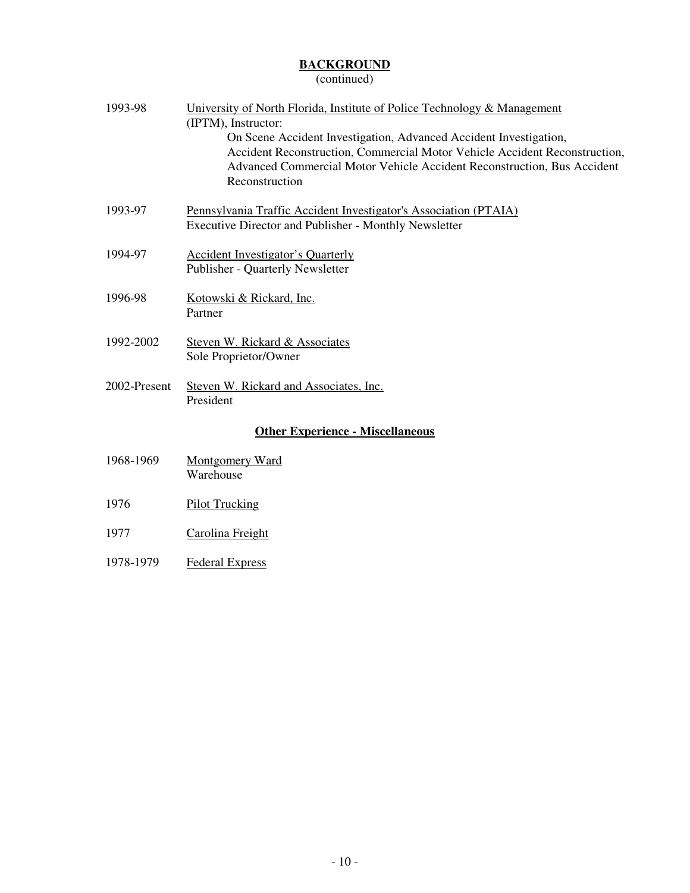## BACKGROUND
(continued)

**1993-98** — University of North Florida, Institute of Police Technology & Management (IPTM), Instructor:
On Scene Accident Investigation, Advanced Accident Investigation, Accident Reconstruction, Commercial Motor Vehicle Accident Reconstruction, Advanced Commercial Motor Vehicle Accident Reconstruction, Bus Accident Reconstruction

**1993-97** — Pennsylvania Traffic Accident Investigator's Association (PTAIA)
Executive Director and Publisher - Monthly Newsletter

**1994-97** — Accident Investigator's Quarterly
Publisher - Quarterly Newsletter

**1996-98** — Kotowski & Rickard, Inc.
Partner

**1992-2002** — Steven W. Rickard & Associates
Sole Proprietor/Owner

**2002-Present** — Steven W. Rickard and Associates, Inc.
President

### Other Experience - Miscellaneous

**1968-1969** — Montgomery Ward
Warehouse

**1976** — Pilot Trucking

**1977** — Carolina Freight

**1978-1979** — Federal Express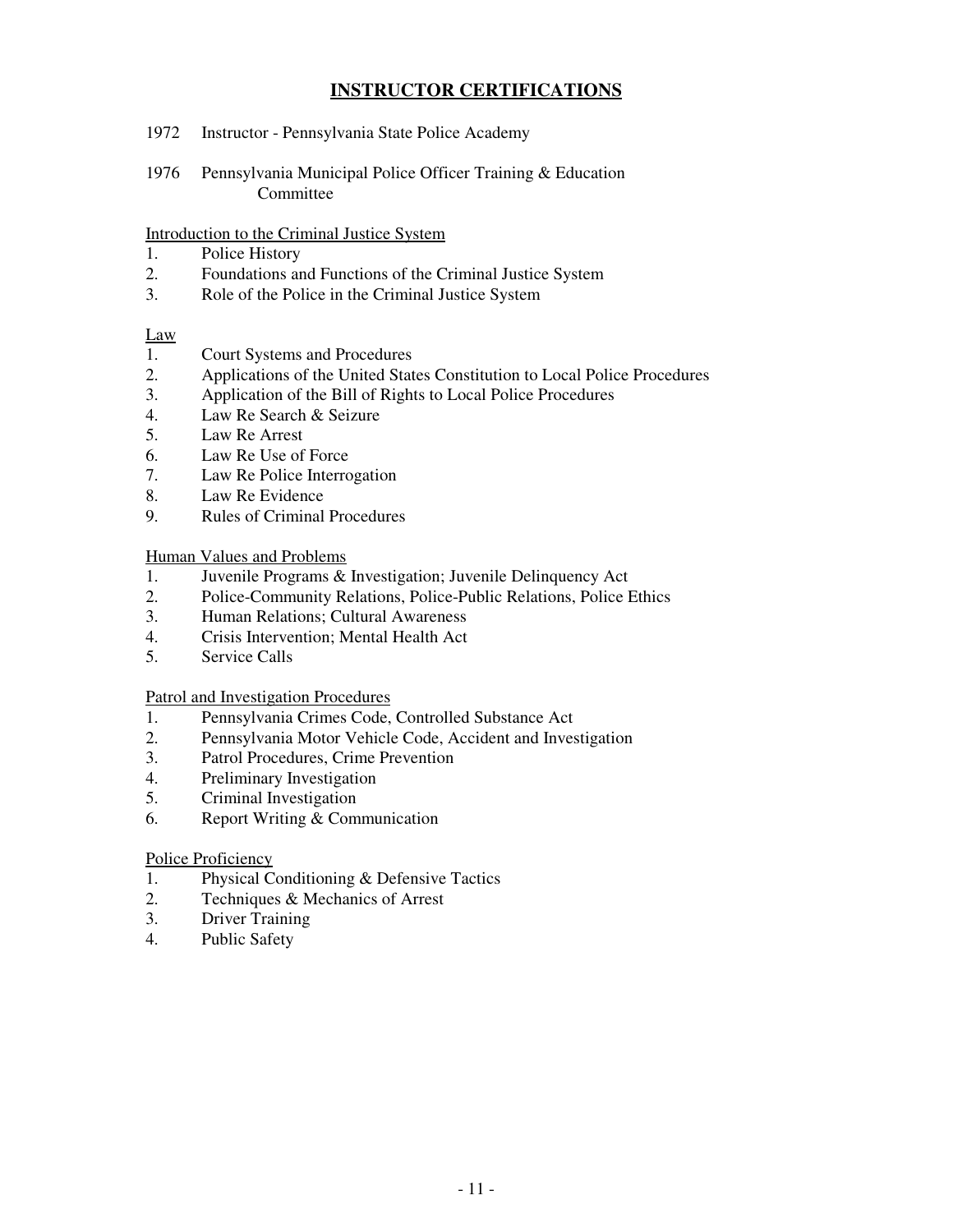## INSTRUCTOR CERTIFICATIONS

1972 Instructor - Pennsylvania State Police Academy

1976 Pennsylvania Municipal Police Officer Training & Education Committee

Introduction to the Criminal Justice System

1. Police History
2. Foundations and Functions of the Criminal Justice System
3. Role of the Police in the Criminal Justice System

Law

1. Court Systems and Procedures
2. Applications of the United States Constitution to Local Police Procedures
3. Application of the Bill of Rights to Local Police Procedures
4. Law Re Search & Seizure
5. Law Re Arrest
6. Law Re Use of Force
7. Law Re Police Interrogation
8. Law Re Evidence
9. Rules of Criminal Procedures

Human Values and Problems

1. Juvenile Programs & Investigation; Juvenile Delinquency Act
2. Police-Community Relations, Police-Public Relations, Police Ethics
3. Human Relations; Cultural Awareness
4. Crisis Intervention; Mental Health Act
5. Service Calls

Patrol and Investigation Procedures

1. Pennsylvania Crimes Code, Controlled Substance Act
2. Pennsylvania Motor Vehicle Code, Accident and Investigation
3. Patrol Procedures, Crime Prevention
4. Preliminary Investigation
5. Criminal Investigation
6. Report Writing & Communication

Police Proficiency

1. Physical Conditioning & Defensive Tactics
2. Techniques & Mechanics of Arrest
3. Driver Training
4. Public Safety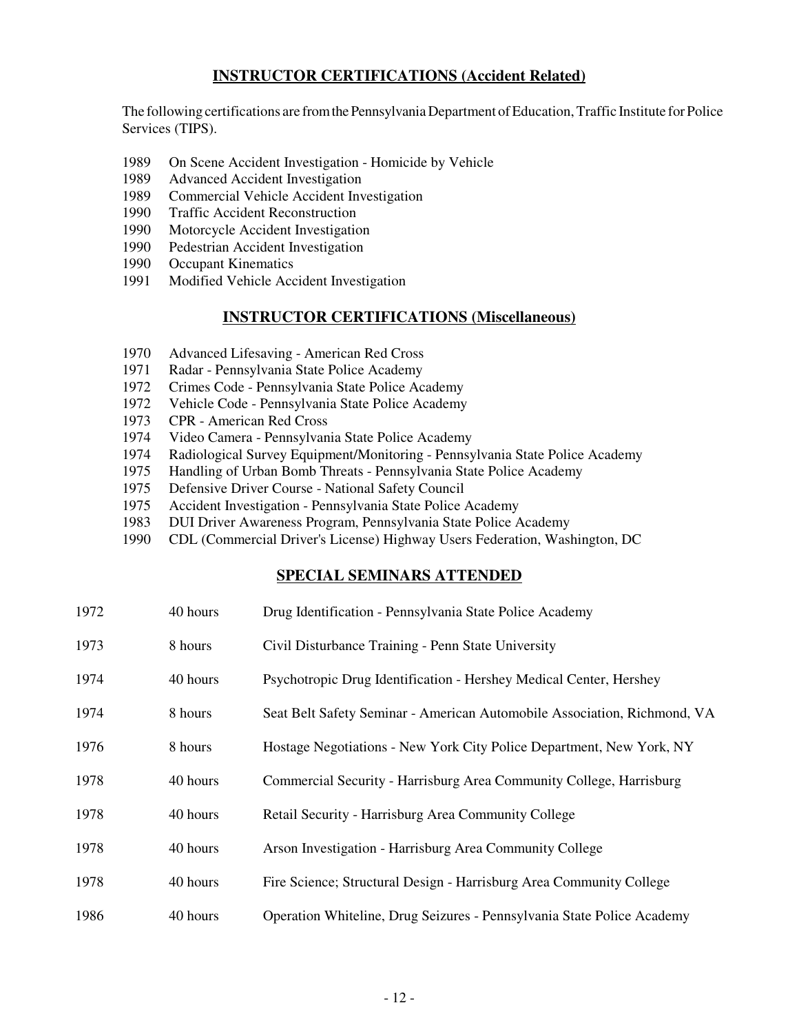## INSTRUCTOR CERTIFICATIONS (Accident Related)

The following certifications are from the Pennsylvania Department of Education, Traffic Institute for Police Services (TIPS).

- 1989 On Scene Accident Investigation - Homicide by Vehicle
- 1989 Advanced Accident Investigation
- 1989 Commercial Vehicle Accident Investigation
- 1990 Traffic Accident Reconstruction
- 1990 Motorcycle Accident Investigation
- 1990 Pedestrian Accident Investigation
- 1990 Occupant Kinematics
- 1991 Modified Vehicle Accident Investigation

## INSTRUCTOR CERTIFICATIONS (Miscellaneous)

- 1970 Advanced Lifesaving - American Red Cross
- 1971 Radar - Pennsylvania State Police Academy
- 1972 Crimes Code - Pennsylvania State Police Academy
- 1972 Vehicle Code - Pennsylvania State Police Academy
- 1973 CPR - American Red Cross
- 1974 Video Camera - Pennsylvania State Police Academy
- 1974 Radiological Survey Equipment/Monitoring - Pennsylvania State Police Academy
- 1975 Handling of Urban Bomb Threats - Pennsylvania State Police Academy
- 1975 Defensive Driver Course - National Safety Council
- 1975 Accident Investigation - Pennsylvania State Police Academy
- 1983 DUI Driver Awareness Program, Pennsylvania State Police Academy
- 1990 CDL (Commercial Driver's License) Highway Users Federation, Washington, DC

## SPECIAL SEMINARS ATTENDED

| | | |
|---|---|---|
| 1972 | 40 hours | Drug Identification - Pennsylvania State Police Academy |
| 1973 | 8 hours | Civil Disturbance Training - Penn State University |
| 1974 | 40 hours | Psychotropic Drug Identification - Hershey Medical Center, Hershey |
| 1974 | 8 hours | Seat Belt Safety Seminar - American Automobile Association, Richmond, VA |
| 1976 | 8 hours | Hostage Negotiations - New York City Police Department, New York, NY |
| 1978 | 40 hours | Commercial Security - Harrisburg Area Community College, Harrisburg |
| 1978 | 40 hours | Retail Security - Harrisburg Area Community College |
| 1978 | 40 hours | Arson Investigation - Harrisburg Area Community College |
| 1978 | 40 hours | Fire Science; Structural Design - Harrisburg Area Community College |
| 1986 | 40 hours | Operation Whiteline, Drug Seizures - Pennsylvania State Police Academy |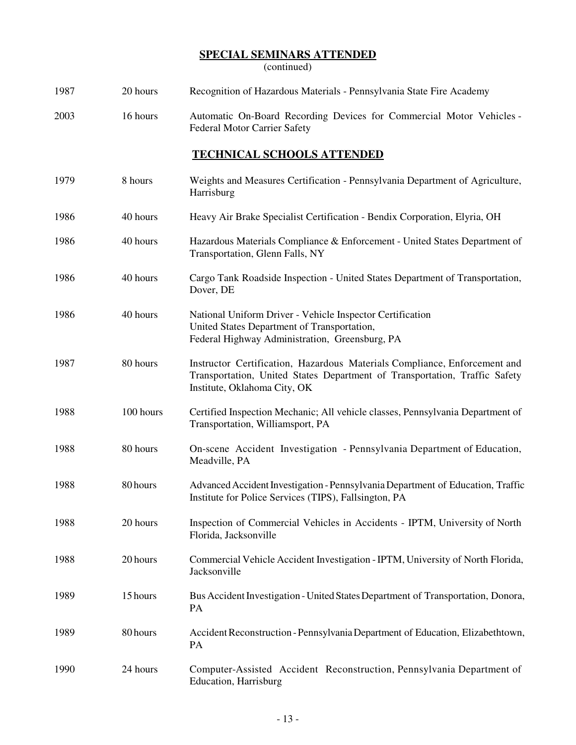## SPECIAL SEMINARS ATTENDED
(continued)

| | | |
|---|---|---|
| 1987 | 20 hours | Recognition of Hazardous Materials - Pennsylvania State Fire Academy |
| 2003 | 16 hours | Automatic On-Board Recording Devices for Commercial Motor Vehicles - Federal Motor Carrier Safety |

## TECHNICAL SCHOOLS ATTENDED

| | | |
|---|---|---|
| 1979 | 8 hours | Weights and Measures Certification - Pennsylvania Department of Agriculture, Harrisburg |
| 1986 | 40 hours | Heavy Air Brake Specialist Certification - Bendix Corporation, Elyria, OH |
| 1986 | 40 hours | Hazardous Materials Compliance & Enforcement - United States Department of Transportation, Glenn Falls, NY |
| 1986 | 40 hours | Cargo Tank Roadside Inspection - United States Department of Transportation, Dover, DE |
| 1986 | 40 hours | National Uniform Driver - Vehicle Inspector Certification United States Department of Transportation, Federal Highway Administration, Greensburg, PA |
| 1987 | 80 hours | Instructor Certification, Hazardous Materials Compliance, Enforcement and Transportation, United States Department of Transportation, Traffic Safety Institute, Oklahoma City, OK |
| 1988 | 100 hours | Certified Inspection Mechanic; All vehicle classes, Pennsylvania Department of Transportation, Williamsport, PA |
| 1988 | 80 hours | On-scene Accident Investigation - Pennsylvania Department of Education, Meadville, PA |
| 1988 | 80 hours | Advanced Accident Investigation - Pennsylvania Department of Education, Traffic Institute for Police Services (TIPS), Fallsington, PA |
| 1988 | 20 hours | Inspection of Commercial Vehicles in Accidents - IPTM, University of North Florida, Jacksonville |
| 1988 | 20 hours | Commercial Vehicle Accident Investigation - IPTM, University of North Florida, Jacksonville |
| 1989 | 15 hours | Bus Accident Investigation - United States Department of Transportation, Donora, PA |
| 1989 | 80 hours | Accident Reconstruction - Pennsylvania Department of Education, Elizabethtown, PA |
| 1990 | 24 hours | Computer-Assisted Accident Reconstruction, Pennsylvania Department of Education, Harrisburg |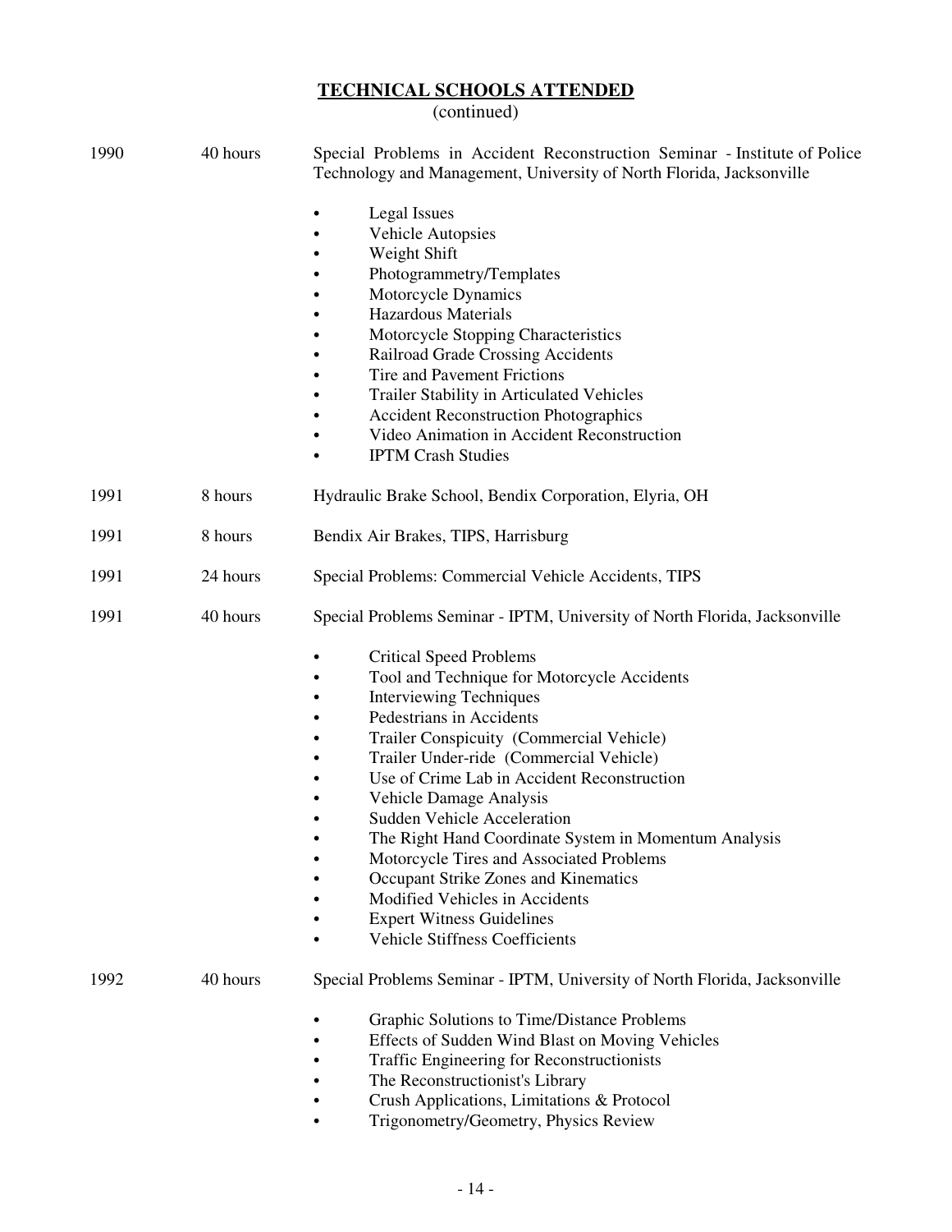## TECHNICAL SCHOOLS ATTENDED
(continued)

1990 — 40 hours — Special Problems in Accident Reconstruction Seminar - Institute of Police Technology and Management, University of North Florida, Jacksonville

- Legal Issues
- Vehicle Autopsies
- Weight Shift
- Photogrammetry/Templates
- Motorcycle Dynamics
- Hazardous Materials
- Motorcycle Stopping Characteristics
- Railroad Grade Crossing Accidents
- Tire and Pavement Frictions
- Trailer Stability in Articulated Vehicles
- Accident Reconstruction Photographics
- Video Animation in Accident Reconstruction
- IPTM Crash Studies

1991 — 8 hours — Hydraulic Brake School, Bendix Corporation, Elyria, OH

1991 — 8 hours — Bendix Air Brakes, TIPS, Harrisburg

1991 — 24 hours — Special Problems: Commercial Vehicle Accidents, TIPS

1991 — 40 hours — Special Problems Seminar - IPTM, University of North Florida, Jacksonville

- Critical Speed Problems
- Tool and Technique for Motorcycle Accidents
- Interviewing Techniques
- Pedestrians in Accidents
- Trailer Conspicuity (Commercial Vehicle)
- Trailer Under-ride (Commercial Vehicle)
- Use of Crime Lab in Accident Reconstruction
- Vehicle Damage Analysis
- Sudden Vehicle Acceleration
- The Right Hand Coordinate System in Momentum Analysis
- Motorcycle Tires and Associated Problems
- Occupant Strike Zones and Kinematics
- Modified Vehicles in Accidents
- Expert Witness Guidelines
- Vehicle Stiffness Coefficients

1992 — 40 hours — Special Problems Seminar - IPTM, University of North Florida, Jacksonville

- Graphic Solutions to Time/Distance Problems
- Effects of Sudden Wind Blast on Moving Vehicles
- Traffic Engineering for Reconstructionists
- The Reconstructionist's Library
- Crush Applications, Limitations & Protocol
- Trigonometry/Geometry, Physics Review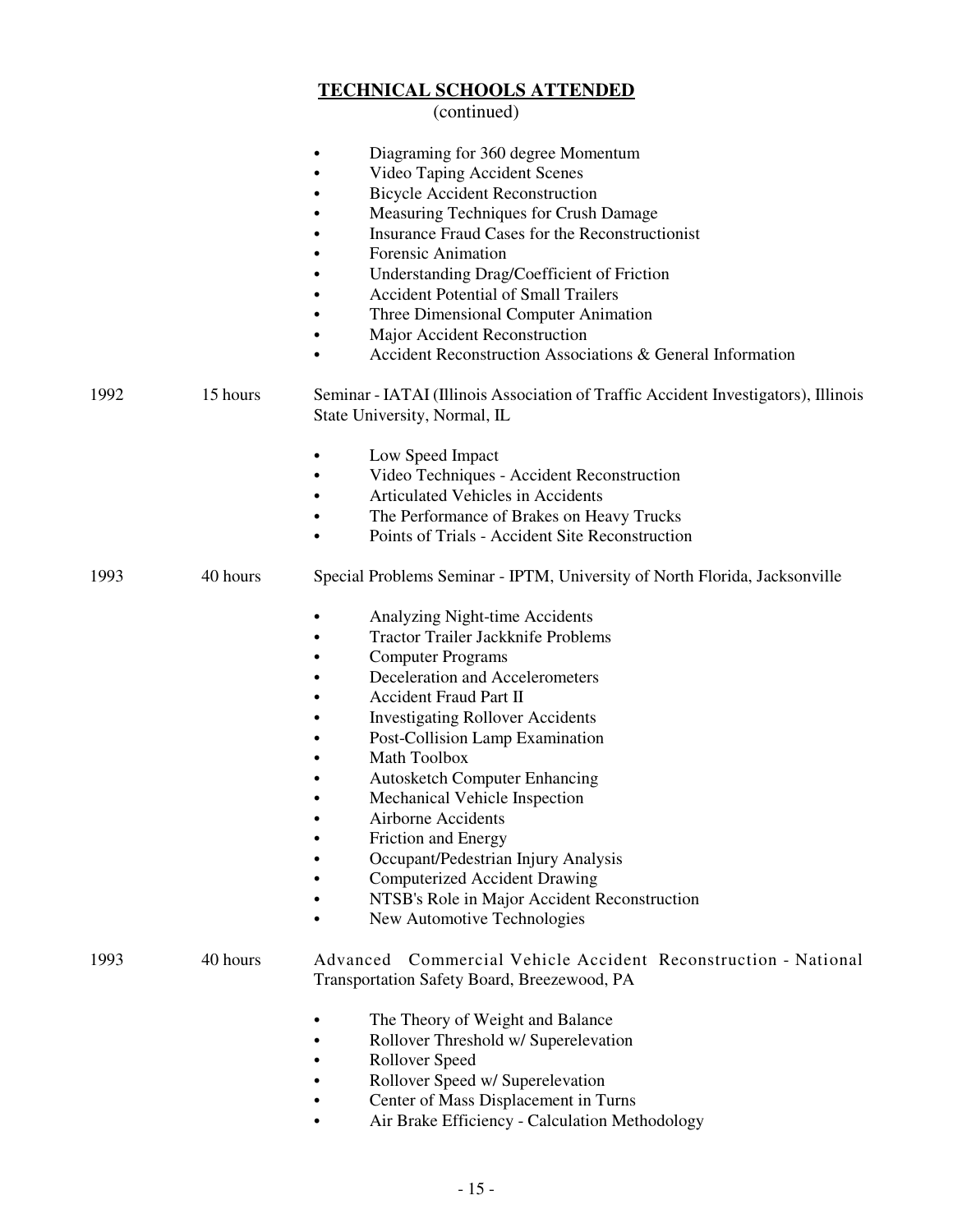## TECHNICAL SCHOOLS ATTENDED
(continued)

- Diagraming for 360 degree Momentum
- Video Taping Accident Scenes
- Bicycle Accident Reconstruction
- Measuring Techniques for Crush Damage
- Insurance Fraud Cases for the Reconstructionist
- Forensic Animation
- Understanding Drag/Coefficient of Friction
- Accident Potential of Small Trailers
- Three Dimensional Computer Animation
- Major Accident Reconstruction
- Accident Reconstruction Associations & General Information

1992 — 15 hours — Seminar - IATAI (Illinois Association of Traffic Accident Investigators), Illinois State University, Normal, IL

- Low Speed Impact
- Video Techniques - Accident Reconstruction
- Articulated Vehicles in Accidents
- The Performance of Brakes on Heavy Trucks
- Points of Trials - Accident Site Reconstruction

1993 — 40 hours — Special Problems Seminar - IPTM, University of North Florida, Jacksonville

- Analyzing Night-time Accidents
- Tractor Trailer Jackknife Problems
- Computer Programs
- Deceleration and Accelerometers
- Accident Fraud Part II
- Investigating Rollover Accidents
- Post-Collision Lamp Examination
- Math Toolbox
- Autosketch Computer Enhancing
- Mechanical Vehicle Inspection
- Airborne Accidents
- Friction and Energy
- Occupant/Pedestrian Injury Analysis
- Computerized Accident Drawing
- NTSB's Role in Major Accident Reconstruction
- New Automotive Technologies

1993 — 40 hours — Advanced Commercial Vehicle Accident Reconstruction - National Transportation Safety Board, Breezewood, PA

- The Theory of Weight and Balance
- Rollover Threshold w/ Superelevation
- Rollover Speed
- Rollover Speed w/ Superelevation
- Center of Mass Displacement in Turns
- Air Brake Efficiency - Calculation Methodology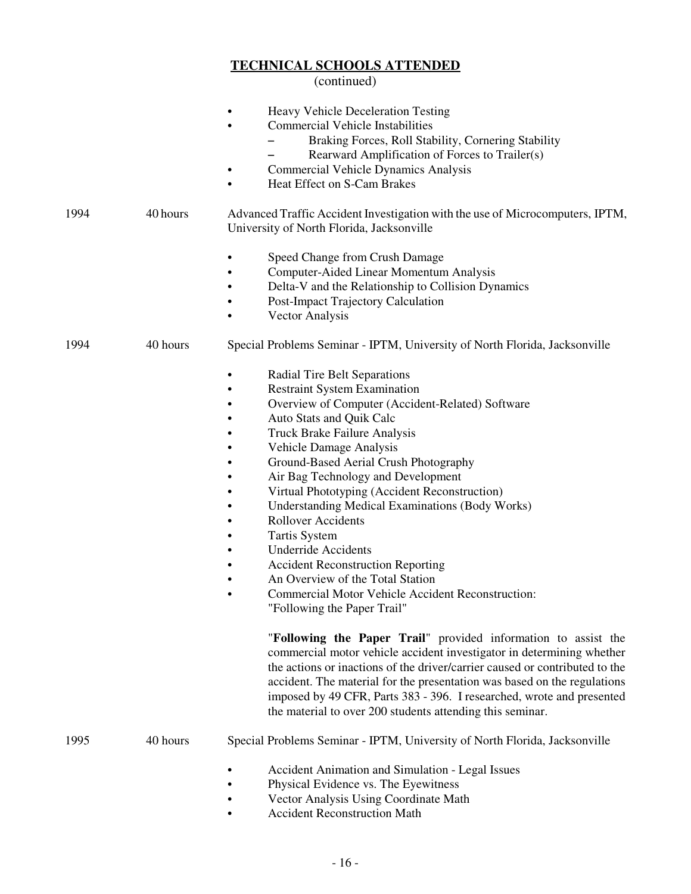## TECHNICAL SCHOOLS ATTENDED
(continued)

- Heavy Vehicle Deceleration Testing
- Commercial Vehicle Instabilities
  - Braking Forces, Roll Stability, Cornering Stability
  - Rearward Amplification of Forces to Trailer(s)
- Commercial Vehicle Dynamics Analysis
- Heat Effect on S-Cam Brakes

1994 &nbsp;&nbsp; 40 hours &nbsp;&nbsp; Advanced Traffic Accident Investigation with the use of Microcomputers, IPTM, University of North Florida, Jacksonville

- Speed Change from Crush Damage
- Computer-Aided Linear Momentum Analysis
- Delta-V and the Relationship to Collision Dynamics
- Post-Impact Trajectory Calculation
- Vector Analysis

1994 &nbsp;&nbsp; 40 hours &nbsp;&nbsp; Special Problems Seminar - IPTM, University of North Florida, Jacksonville

- Radial Tire Belt Separations
- Restraint System Examination
- Overview of Computer (Accident-Related) Software
- Auto Stats and Quik Calc
- Truck Brake Failure Analysis
- Vehicle Damage Analysis
- Ground-Based Aerial Crush Photography
- Air Bag Technology and Development
- Virtual Phototyping (Accident Reconstruction)
- Understanding Medical Examinations (Body Works)
- Rollover Accidents
- Tartis System
- Underride Accidents
- Accident Reconstruction Reporting
- An Overview of the Total Station
- Commercial Motor Vehicle Accident Reconstruction: "Following the Paper Trail"

"**Following the Paper Trail**" provided information to assist the commercial motor vehicle accident investigator in determining whether the actions or inactions of the driver/carrier caused or contributed to the accident. The material for the presentation was based on the regulations imposed by 49 CFR, Parts 383 - 396. I researched, wrote and presented the material to over 200 students attending this seminar.

1995 &nbsp;&nbsp; 40 hours &nbsp;&nbsp; Special Problems Seminar - IPTM, University of North Florida, Jacksonville

- Accident Animation and Simulation - Legal Issues
- Physical Evidence vs. The Eyewitness
- Vector Analysis Using Coordinate Math
- Accident Reconstruction Math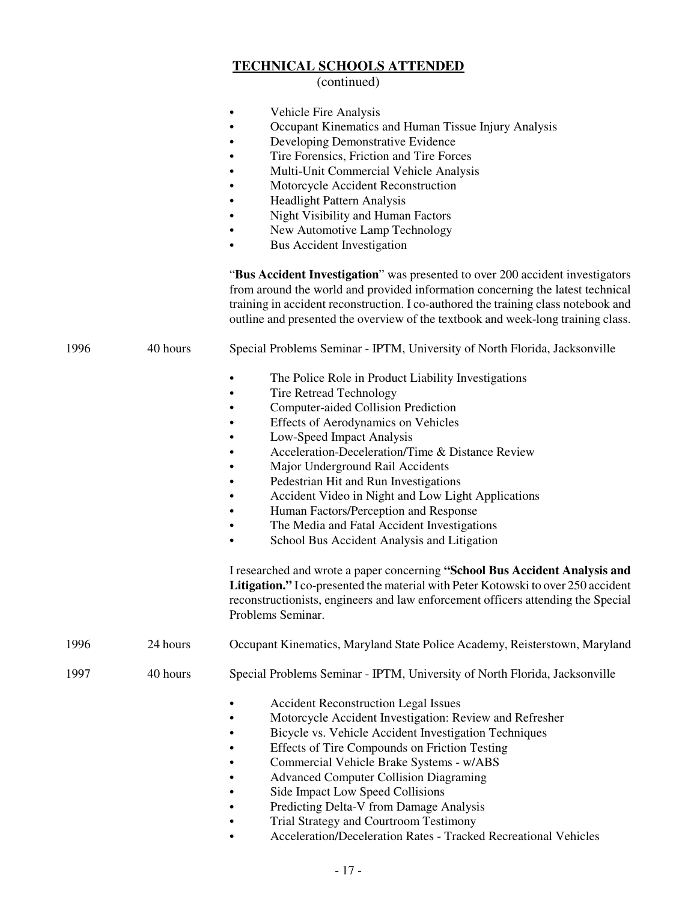## TECHNICAL SCHOOLS ATTENDED
(continued)

- Vehicle Fire Analysis
- Occupant Kinematics and Human Tissue Injury Analysis
- Developing Demonstrative Evidence
- Tire Forensics, Friction and Tire Forces
- Multi-Unit Commercial Vehicle Analysis
- Motorcycle Accident Reconstruction
- Headlight Pattern Analysis
- Night Visibility and Human Factors
- New Automotive Lamp Technology
- Bus Accident Investigation

"**Bus Accident Investigation**" was presented to over 200 accident investigators from around the world and provided information concerning the latest technical training in accident reconstruction. I co-authored the training class notebook and outline and presented the overview of the textbook and week-long training class.

1996 — 40 hours — Special Problems Seminar - IPTM, University of North Florida, Jacksonville

- The Police Role in Product Liability Investigations
- Tire Retread Technology
- Computer-aided Collision Prediction
- Effects of Aerodynamics on Vehicles
- Low-Speed Impact Analysis
- Acceleration-Deceleration/Time & Distance Review
- Major Underground Rail Accidents
- Pedestrian Hit and Run Investigations
- Accident Video in Night and Low Light Applications
- Human Factors/Perception and Response
- The Media and Fatal Accident Investigations
- School Bus Accident Analysis and Litigation

I researched and wrote a paper concerning **"School Bus Accident Analysis and Litigation."** I co-presented the material with Peter Kotowski to over 250 accident reconstructionists, engineers and law enforcement officers attending the Special Problems Seminar.

1996 — 24 hours — Occupant Kinematics, Maryland State Police Academy, Reisterstown, Maryland

1997 — 40 hours — Special Problems Seminar - IPTM, University of North Florida, Jacksonville

- Accident Reconstruction Legal Issues
- Motorcycle Accident Investigation: Review and Refresher
- Bicycle vs. Vehicle Accident Investigation Techniques
- Effects of Tire Compounds on Friction Testing
- Commercial Vehicle Brake Systems - w/ABS
- Advanced Computer Collision Diagraming
- Side Impact Low Speed Collisions
- Predicting Delta-V from Damage Analysis
- Trial Strategy and Courtroom Testimony
- Acceleration/Deceleration Rates - Tracked Recreational Vehicles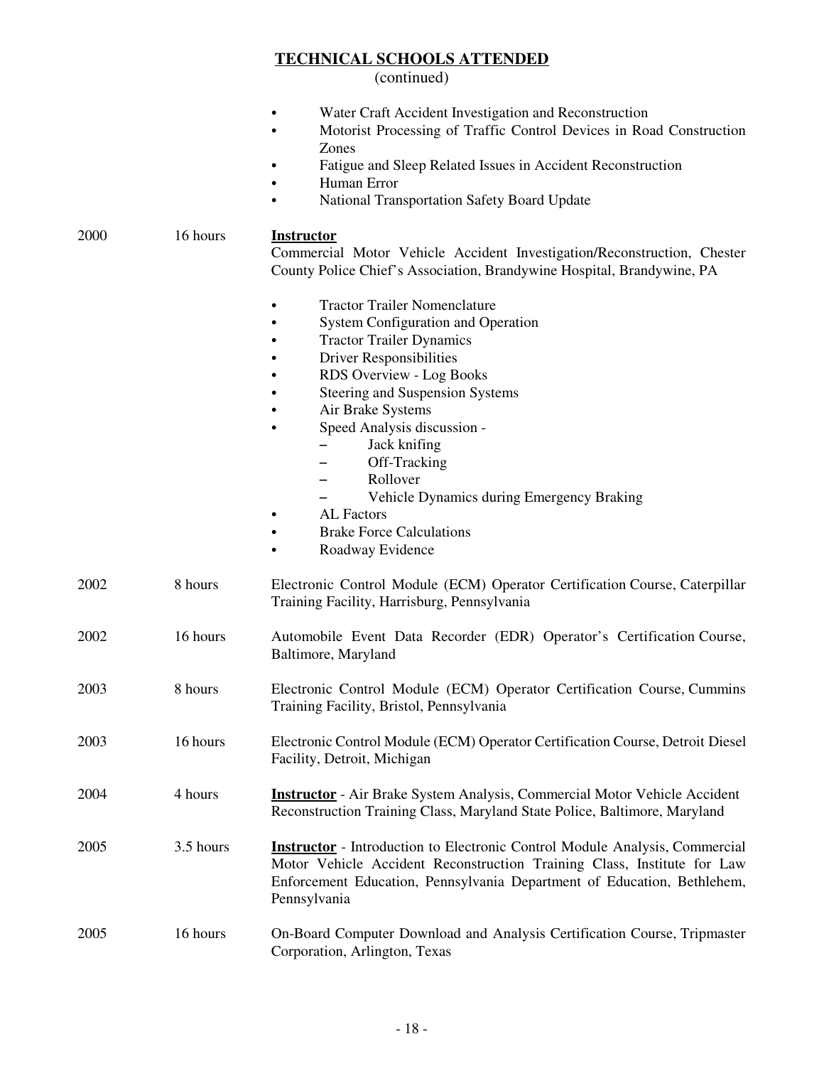## TECHNICAL SCHOOLS ATTENDED

(continued)

- Water Craft Accident Investigation and Reconstruction
- Motorist Processing of Traffic Control Devices in Road Construction Zones
- Fatigue and Sleep Related Issues in Accident Reconstruction
- Human Error
- National Transportation Safety Board Update

| | | |
|---|---|---|
| 2000 | 16 hours | **Instructor**<br>Commercial Motor Vehicle Accident Investigation/Reconstruction, Chester County Police Chief's Association, Brandywine Hospital, Brandywine, PA<br>• Tractor Trailer Nomenclature<br>• System Configuration and Operation<br>• Tractor Trailer Dynamics<br>• Driver Responsibilities<br>• RDS Overview - Log Books<br>• Steering and Suspension Systems<br>• Air Brake Systems<br>• Speed Analysis discussion -<br>– Jack knifing<br>– Off-Tracking<br>– Rollover<br>– Vehicle Dynamics during Emergency Braking<br>• AL Factors<br>• Brake Force Calculations<br>• Roadway Evidence |
| 2002 | 8 hours | Electronic Control Module (ECM) Operator Certification Course, Caterpillar Training Facility, Harrisburg, Pennsylvania |
| 2002 | 16 hours | Automobile Event Data Recorder (EDR) Operator's Certification Course, Baltimore, Maryland |
| 2003 | 8 hours | Electronic Control Module (ECM) Operator Certification Course, Cummins Training Facility, Bristol, Pennsylvania |
| 2003 | 16 hours | Electronic Control Module (ECM) Operator Certification Course, Detroit Diesel Facility, Detroit, Michigan |
| 2004 | 4 hours | **Instructor** - Air Brake System Analysis, Commercial Motor Vehicle Accident Reconstruction Training Class, Maryland State Police, Baltimore, Maryland |
| 2005 | 3.5 hours | **Instructor** - Introduction to Electronic Control Module Analysis, Commercial Motor Vehicle Accident Reconstruction Training Class, Institute for Law Enforcement Education, Pennsylvania Department of Education, Bethlehem, Pennsylvania |
| 2005 | 16 hours | On-Board Computer Download and Analysis Certification Course, Tripmaster Corporation, Arlington, Texas |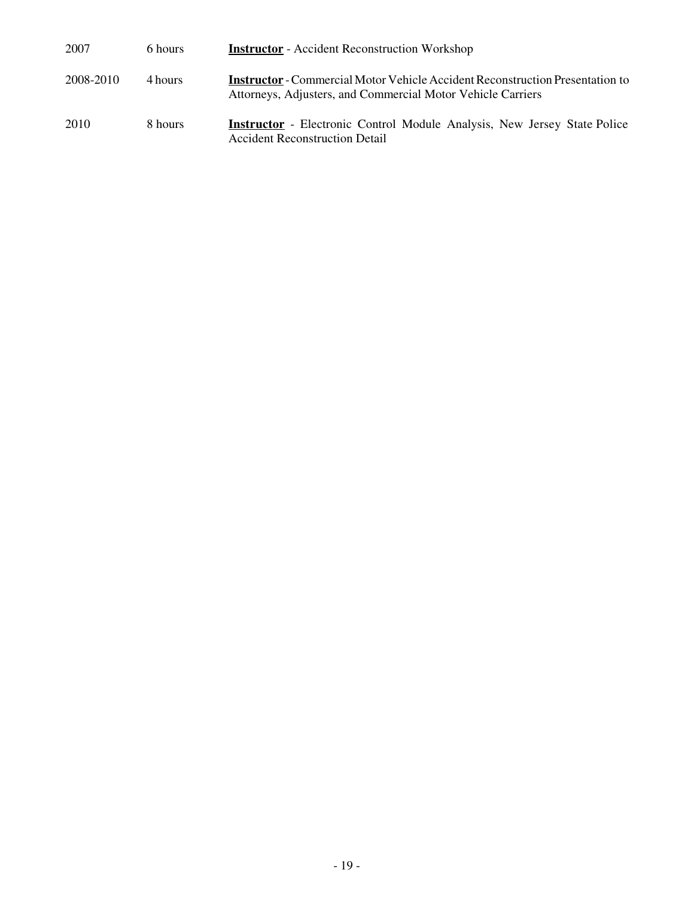| | | |
|---|---|---|
| 2007 | 6 hours | **Instructor** - Accident Reconstruction Workshop |
| 2008-2010 | 4 hours | **Instructor** - Commercial Motor Vehicle Accident Reconstruction Presentation to Attorneys, Adjusters, and Commercial Motor Vehicle Carriers |
| 2010 | 8 hours | **Instructor** - Electronic Control Module Analysis, New Jersey State Police Accident Reconstruction Detail |